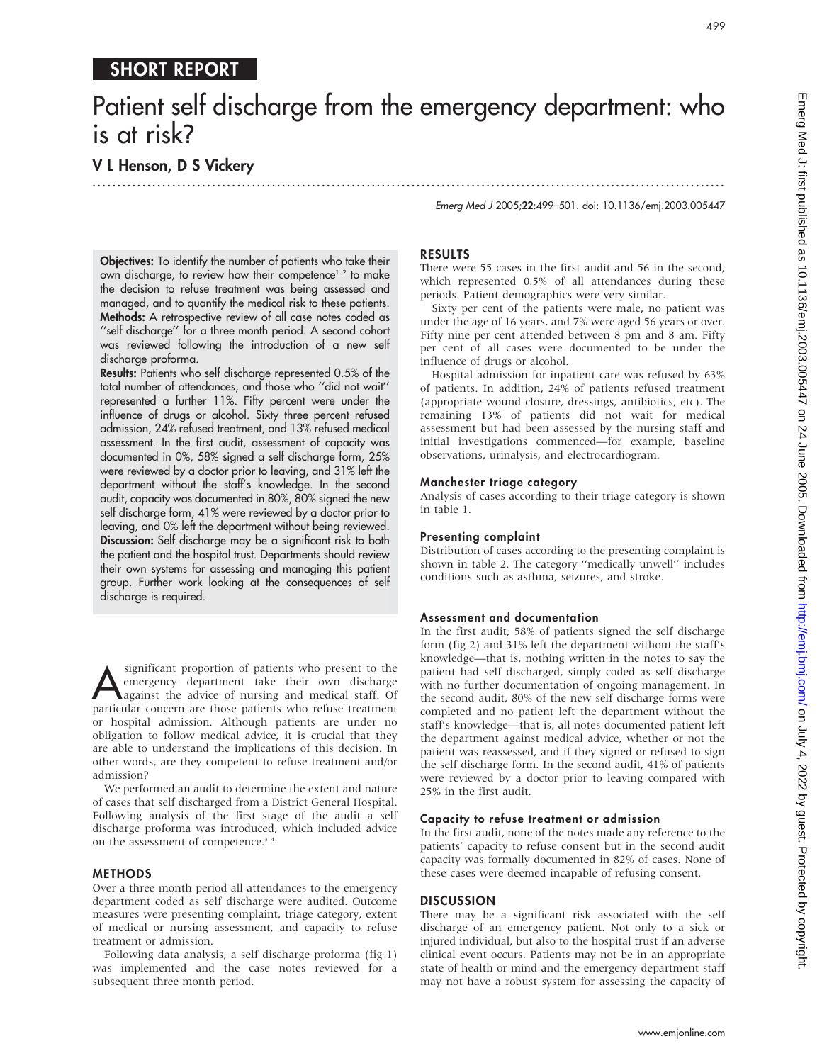SHORT REPORT

# Patient self discharge from the emergency department: who is at risk?

**V L Henson, D S Vickery**

*Emerg Med J* 2005;**22**:499–501. doi: 10.1136/emj.2003.005447

**Objectives:** To identify the number of patients who take their own discharge, to review how their competence[1 2] to make the decision to refuse treatment was being assessed and managed, and to quantify the medical risk to these patients.

**Methods:** A retrospective review of all case notes coded as ''self discharge'' for a three month period. A second cohort was reviewed following the introduction of a new self discharge proforma.

**Results:** Patients who self discharge represented 0.5% of the total number of attendances, and those who ''did not wait'' represented a further 11%. Fifty percent were under the influence of drugs or alcohol. Sixty three percent refused admission, 24% refused treatment, and 13% refused medical assessment. In the first audit, assessment of capacity was documented in 0%, 58% signed a self discharge form, 25% were reviewed by a doctor prior to leaving, and 31% left the department without the staff's knowledge. In the second audit, capacity was documented in 80%, 80% signed the new self discharge form, 41% were reviewed by a doctor prior to leaving, and 0% left the department without being reviewed.

**Discussion:** Self discharge may be a significant risk to both the patient and the hospital trust. Departments should review their own systems for assessing and managing this patient group. Further work looking at the consequences of self discharge is required.

A significant proportion of patients who present to the emergency department take their own discharge against the advice of nursing and medical staff. Of particular concern are those patients who refuse treatment or hospital admission. Although patients are under no obligation to follow medical advice, it is crucial that they are able to understand the implications of this decision. In other words, are they competent to refuse treatment and/or admission?

We performed an audit to determine the extent and nature of cases that self discharged from a District General Hospital. Following analysis of the first stage of the audit a self discharge proforma was introduced, which included advice on the assessment of competence.[3 4]

## METHODS

Over a three month period all attendances to the emergency department coded as self discharge were audited. Outcome measures were presenting complaint, triage category, extent of medical or nursing assessment, and capacity to refuse treatment or admission.

Following data analysis, a self discharge proforma (fig 1) was implemented and the case notes reviewed for a subsequent three month period.

## RESULTS

There were 55 cases in the first audit and 56 in the second, which represented 0.5% of all attendances during these periods. Patient demographics were very similar.

Sixty per cent of the patients were male, no patient was under the age of 16 years, and 7% were aged 56 years or over. Fifty nine per cent attended between 8 pm and 8 am. Fifty per cent of all cases were documented to be under the influence of drugs or alcohol.

Hospital admission for inpatient care was refused by 63% of patients. In addition, 24% of patients refused treatment (appropriate wound closure, dressings, antibiotics, etc). The remaining 13% of patients did not wait for medical assessment but had been assessed by the nursing staff and initial investigations commenced—for example, baseline observations, urinalysis, and electrocardiogram.

### Manchester triage category

Analysis of cases according to their triage category is shown in table 1.

### Presenting complaint

Distribution of cases according to the presenting complaint is shown in table 2. The category ''medically unwell'' includes conditions such as asthma, seizures, and stroke.

### Assessment and documentation

In the first audit, 58% of patients signed the self discharge form (fig 2) and 31% left the department without the staff's knowledge—that is, nothing written in the notes to say the patient had self discharged, simply coded as self discharge with no further documentation of ongoing management. In the second audit, 80% of the new self discharge forms were completed and no patient left the department without the staff's knowledge—that is, all notes documented patient left the department against medical advice, whether or not the patient was reassessed, and if they signed or refused to sign the self discharge form. In the second audit, 41% of patients were reviewed by a doctor prior to leaving compared with 25% in the first audit.

### Capacity to refuse treatment or admission

In the first audit, none of the notes made any reference to the patients' capacity to refuse consent but in the second audit capacity was formally documented in 82% of cases. None of these cases were deemed incapable of refusing consent.

## DISCUSSION

There may be a significant risk associated with the self discharge of an emergency patient. Not only to a sick or injured individual, but also to the hospital trust if an adverse clinical event occurs. Patients may not be in an appropriate state of health or mind and the emergency department staff may not have a robust system for assessing the capacity of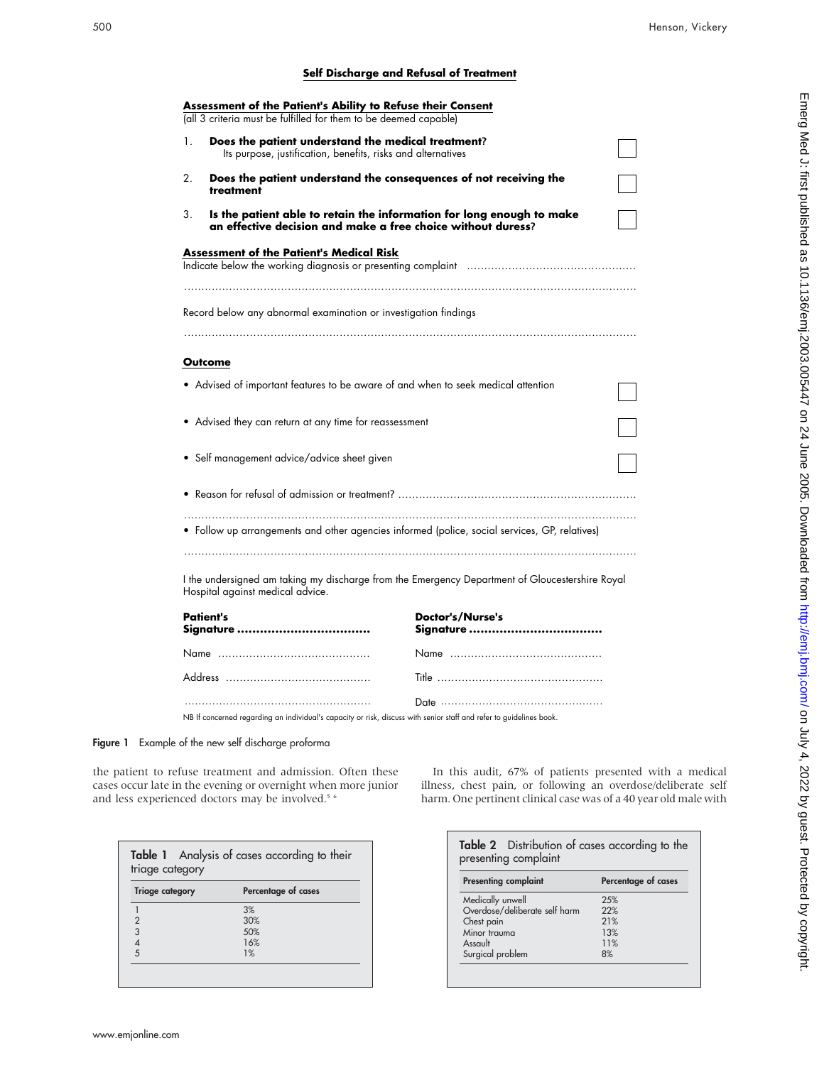## Self Discharge and Refusal of Treatment

**Assessment of the Patient's Ability to Refuse their Consent**
(all 3 criteria must be fulfilled for them to be deemed capable)

1. **Does the patient understand the medical treatment?**
   Its purpose, justification, benefits, risks and alternatives ☐
2. **Does the patient understand the consequences of not receiving the treatment** ☐
3. **Is the patient able to retain the information for long enough to make an effective decision and make a free choice without duress?** ☐

**Assessment of the Patient's Medical Risk**

Indicate below the working diagnosis or presenting complaint ……………………………………………

……………………………………………………………………………………………………………

Record below any abnormal examination or investigation findings

……………………………………………………………………………………………………………

**Outcome**

- Advised of important features to be aware of and when to seek medical attention ☐
- Advised they can return at any time for reassessment ☐
- Self management advice/advice sheet given ☐
- Reason for refusal of admission or treatment? ……………………………………………………

……………………………………………………………………………………………………………

- Follow up arrangements and other agencies informed (police, social services, GP, relatives)

……………………………………………………………………………………………………………

I the undersigned am taking my discharge from the Emergency Department of Gloucestershire Royal Hospital against medical advice.

| **Patient's Signature** …………………………… | **Doctor's/Nurse's Signature** …………………………… |
|---|---|
| Name …………………………………… | Name …………………………………… |
| Address ………………………………… | Title …………………………………… |
| ………………………………………… | Date …………………………………… |

NB If concerned regarding an individual's capacity or risk, discuss with senior staff and refer to guidelines book.

**Figure 1** Example of the new self discharge proforma

the patient to refuse treatment and admission. Often these cases occur late in the evening or overnight when more junior and less experienced doctors may be involved.[5 6]

In this audit, 67% of patients presented with a medical illness, chest pain, or following an overdose/deliberate self harm. One pertinent clinical case was of a 40 year old male with

**Table 1** Analysis of cases according to their triage category

| Triage category | Percentage of cases |
|---|---|
| 1 | 3% |
| 2 | 30% |
| 3 | 50% |
| 4 | 16% |
| 5 | 1% |

**Table 2** Distribution of cases according to the presenting complaint

| Presenting complaint | Percentage of cases |
|---|---|
| Medically unwell | 25% |
| Overdose/deliberate self harm | 22% |
| Chest pain | 21% |
| Minor trauma | 13% |
| Assault | 11% |
| Surgical problem | 8% |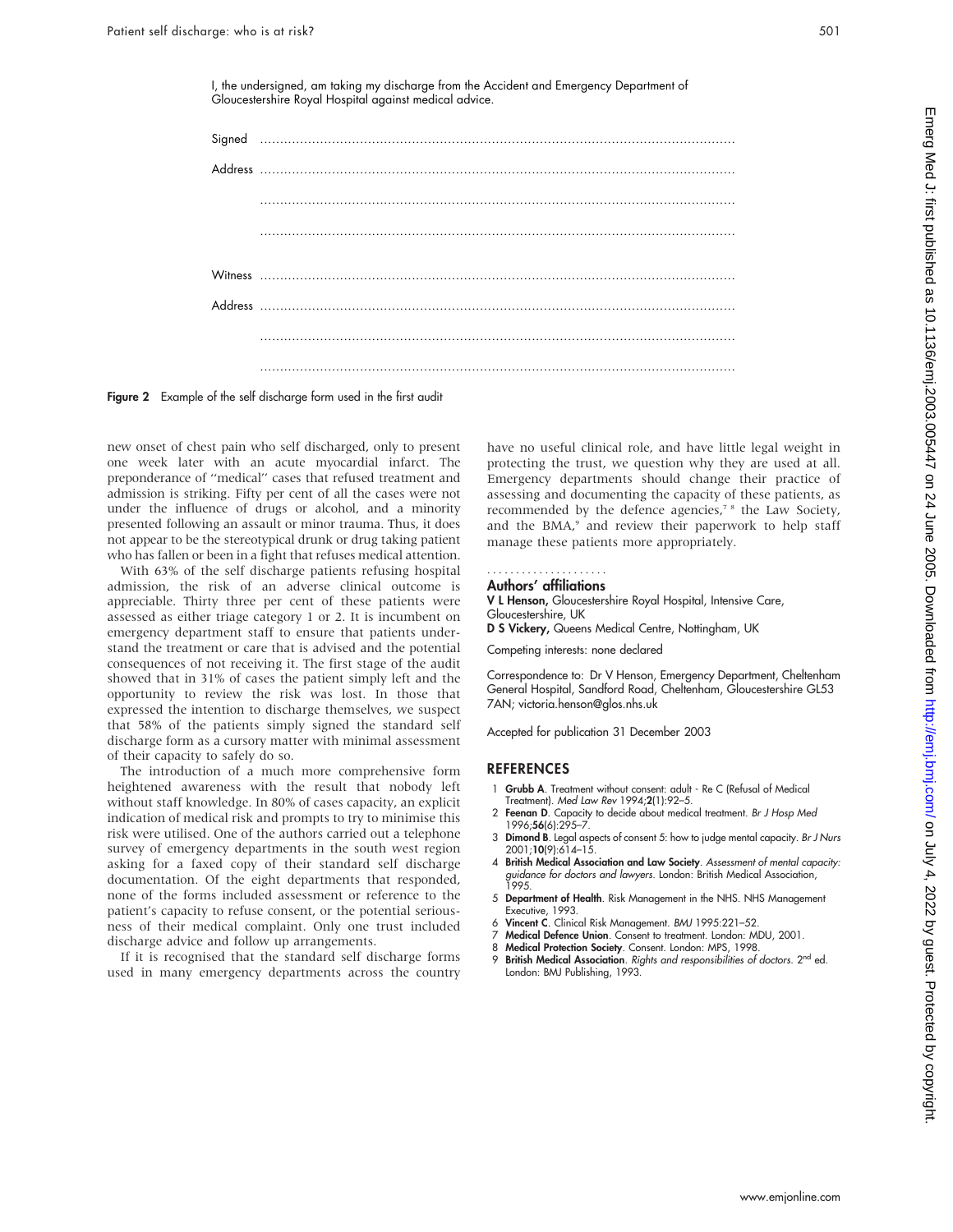I, the undersigned, am taking my discharge from the Accident and Emergency Department of Gloucestershire Royal Hospital against medical advice.

Signed ..................................................................................................................

Address ..................................................................................................................

..................................................................................................................

..................................................................................................................

Witness ..................................................................................................................

Address ..................................................................................................................

..................................................................................................................

..................................................................................................................

**Figure 2** Example of the self discharge form used in the first audit

new onset of chest pain who self discharged, only to present one week later with an acute myocardial infarct. The preponderance of "medical" cases that refused treatment and admission is striking. Fifty per cent of all the cases were not under the influence of drugs or alcohol, and a minority presented following an assault or minor trauma. Thus, it does not appear to be the stereotypical drunk or drug taking patient who has fallen or been in a fight that refuses medical attention.

With 63% of the self discharge patients refusing hospital admission, the risk of an adverse clinical outcome is appreciable. Thirty three per cent of these patients were assessed as either triage category 1 or 2. It is incumbent on emergency department staff to ensure that patients understand the treatment or care that is advised and the potential consequences of not receiving it. The first stage of the audit showed that in 31% of cases the patient simply left and the opportunity to review the risk was lost. In those that expressed the intention to discharge themselves, we suspect that 58% of the patients simply signed the standard self discharge form as a cursory matter with minimal assessment of their capacity to safely do so.

The introduction of a much more comprehensive form heightened awareness with the result that nobody left without staff knowledge. In 80% of cases capacity, an explicit indication of medical risk and prompts to try to minimise this risk were utilised. One of the authors carried out a telephone survey of emergency departments in the south west region asking for a faxed copy of their standard self discharge documentation. Of the eight departments that responded, none of the forms included assessment or reference to the patient's capacity to refuse consent, or the potential seriousness of their medical complaint. Only one trust included discharge advice and follow up arrangements.

If it is recognised that the standard self discharge forms used in many emergency departments across the country have no useful clinical role, and have little legal weight in protecting the trust, we question why they are used at all. Emergency departments should change their practice of assessing and documenting the capacity of these patients, as recommended by the defence agencies,[7,8] the Law Society, and the BMA,[9] and review their paperwork to help staff manage these patients more appropriately.

### Authors' affiliations

**V L Henson,** Gloucestershire Royal Hospital, Intensive Care, Gloucestershire, UK
**D S Vickery,** Queens Medical Centre, Nottingham, UK

Competing interests: none declared

Correspondence to: Dr V Henson, Emergency Department, Cheltenham General Hospital, Sandford Road, Cheltenham, Gloucestershire GL53 7AN; victoria.henson@glos.nhs.uk

Accepted for publication 31 December 2003

## REFERENCES

1. **Grubb A**. Treatment without consent: adult - Re C (Refusal of Medical Treatment). *Med Law Rev* 1994;**2**(1):92–5.
2. **Feenan D**. Capacity to decide about medical treatment. *Br J Hosp Med* 1996;**56**(6):295–7.
3. **Dimond B**. Legal aspects of consent 5: how to judge mental capacity. *Br J Nurs* 2001;**10**(9):614–15.
4. **British Medical Association and Law Society**. *Assessment of mental capacity: guidance for doctors and lawyers*. London: British Medical Association, 1995.
5. **Department of Health**. Risk Management in the NHS. NHS Management Executive, 1993.
6. **Vincent C**. Clinical Risk Management. *BMJ* 1995:221–52.
7. **Medical Defence Union**. Consent to treatment. London: MDU, 2001.
8. **Medical Protection Society**. Consent. London: MPS, 1998.
9. **British Medical Association**. *Rights and responsibilities of doctors*. 2nd ed. London: BMJ Publishing, 1993.